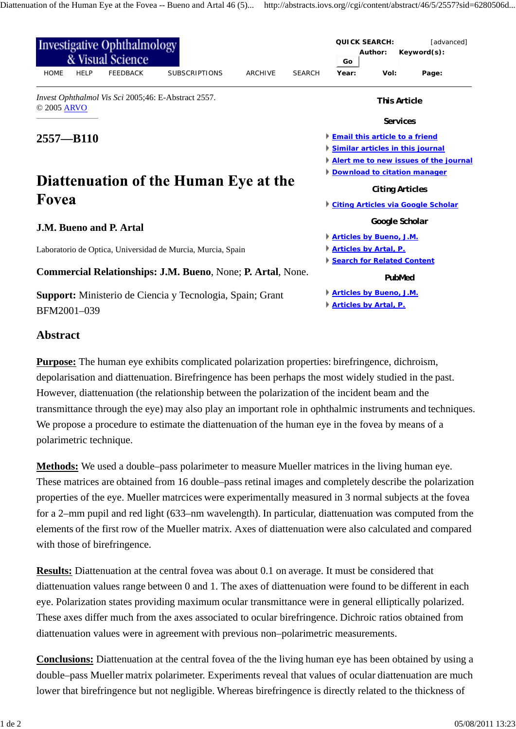*Invest Ophthalmol Vis Sci* 2005;46: E-Abstract 2557.
© 2005 ARVO

## 2557—B110

# Diattenuation of the Human Eye at the Fovea

**J.M. Bueno and P. Artal**

Laboratorio de Optica, Universidad de Murcia, Murcia, Spain

**Commercial Relationships: J.M. Bueno**, None; **P. Artal**, None.

**Support:** Ministerio de Ciencia y Tecnologia, Spain; Grant BFM2001–039

## Abstract

**Purpose:** The human eye exhibits complicated polarization properties: birefringence, dichroism, depolarisation and diattenuation. Birefringence has been perhaps the most widely studied in the past. However, diattenuation (the relationship between the polarization of the incident beam and the transmittance through the eye) may also play an important role in ophthalmic instruments and techniques. We propose a procedure to estimate the diattenuation of the human eye in the fovea by means of a polarimetric technique.

**Methods:** We used a double–pass polarimeter to measure Mueller matrices in the living human eye. These matrices are obtained from 16 double–pass retinal images and completely describe the polarization properties of the eye. Mueller matrcices were experimentally measured in 3 normal subjects at the fovea for a 2–mm pupil and red light (633–nm wavelength). In particular, diattenuation was computed from the elements of the first row of the Mueller matrix. Axes of diattenuation were also calculated and compared with those of birefringence.

**Results:** Diattenuation at the central fovea was about 0.1 on average. It must be considered that diattenuation values range between 0 and 1. The axes of diattenuation were found to be different in each eye. Polarization states providing maximum ocular transmittance were in general elliptically polarized. These axes differ much from the axes associated to ocular birefringence. Dichroic ratios obtained from diattenuation values were in agreement with previous non–polarimetric measurements.

**Conclusions:** Diattenuation at the central fovea of the the living human eye has been obtained by using a double–pass Mueller matrix polarimeter. Experiments reveal that values of ocular diattenuation are much lower that birefringence but not negligible. Whereas birefringence is directly related to the thickness of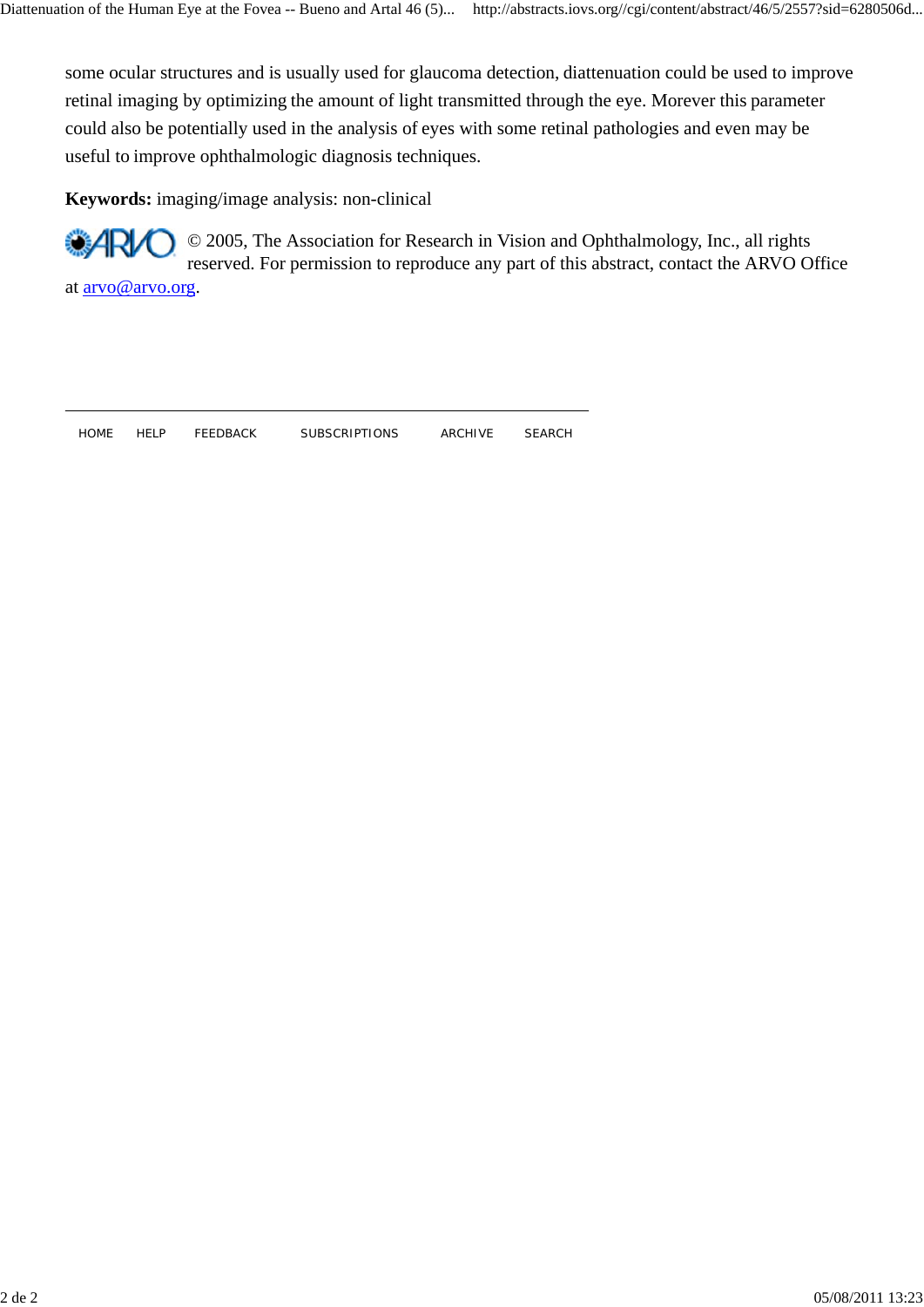some ocular structures and is usually used for glaucoma detection, diattenuation could be used to improve retinal imaging by optimizing the amount of light transmitted through the eye. Morever this parameter could also be potentially used in the analysis of eyes with some retinal pathologies and even may be useful to improve ophthalmologic diagnosis techniques.

**Keywords:** imaging/image analysis: non-clinical

© 2005, The Association for Research in Vision and Ophthalmology, Inc., all rights reserved. For permission to reproduce any part of this abstract, contact the ARVO Office at arvo@arvo.org.

HOME HELP FEEDBACK SUBSCRIPTIONS ARCHIVE SEARCH